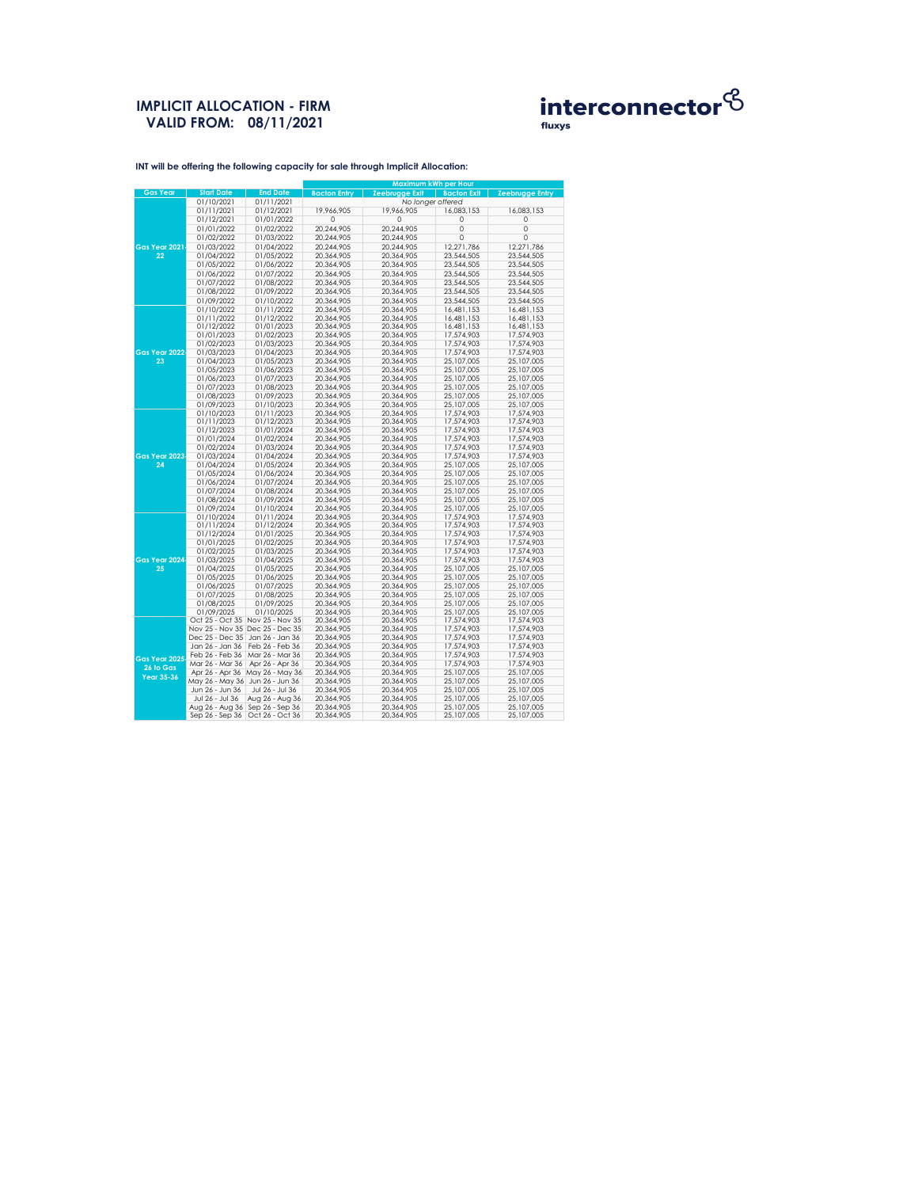# IMPLICIT ALLOCATION - FIRM
## VALID FROM: 08/11/2021

**interconnector** fluxys

**INT will be offering the following capacity for sale through Implicit Allocation:**

| Gas Year | Start Date | End Date | Maximum kWh per Hour | | | |
|---|---|---|---|---|---|---|
| | | | Bacton Entry | Zeebrugge Exit | Bacton Exit | Zeebrugge Entry |
| Gas Year 2021-22 | 01/10/2021 | 01/11/2021 | *No longer offered* | | | |
| | 01/11/2021 | 01/12/2021 | 19,966,905 | 19,966,905 | 16,083,153 | 16,083,153 |
| | 01/12/2021 | 01/01/2022 | 0 | 0 | 0 | 0 |
| | 01/01/2022 | 01/02/2022 | 20,244,905 | 20,244,905 | 0 | 0 |
| | 01/02/2022 | 01/03/2022 | 20,244,905 | 20,244,905 | 0 | 0 |
| | 01/03/2022 | 01/04/2022 | 20,244,905 | 20,244,905 | 12,271,786 | 12,271,786 |
| | 01/04/2022 | 01/05/2022 | 20,364,905 | 20,364,905 | 23,544,505 | 23,544,505 |
| | 01/05/2022 | 01/06/2022 | 20,364,905 | 20,364,905 | 23,544,505 | 23,544,505 |
| | 01/06/2022 | 01/07/2022 | 20,364,905 | 20,364,905 | 23,544,505 | 23,544,505 |
| | 01/07/2022 | 01/08/2022 | 20,364,905 | 20,364,905 | 23,544,505 | 23,544,505 |
| | 01/08/2022 | 01/09/2022 | 20,364,905 | 20,364,905 | 23,544,505 | 23,544,505 |
| | 01/09/2022 | 01/10/2022 | 20,364,905 | 20,364,905 | 23,544,505 | 23,544,505 |
| Gas Year 2022-23 | 01/10/2022 | 01/11/2022 | 20,364,905 | 20,364,905 | 16,481,153 | 16,481,153 |
| | 01/11/2022 | 01/12/2022 | 20,364,905 | 20,364,905 | 16,481,153 | 16,481,153 |
| | 01/12/2022 | 01/01/2023 | 20,364,905 | 20,364,905 | 16,481,153 | 16,481,153 |
| | 01/01/2023 | 01/02/2023 | 20,364,905 | 20,364,905 | 17,574,903 | 17,574,903 |
| | 01/02/2023 | 01/03/2023 | 20,364,905 | 20,364,905 | 17,574,903 | 17,574,903 |
| | 01/03/2023 | 01/04/2023 | 20,364,905 | 20,364,905 | 17,574,903 | 17,574,903 |
| | 01/04/2023 | 01/05/2023 | 20,364,905 | 20,364,905 | 25,107,005 | 25,107,005 |
| | 01/05/2023 | 01/06/2023 | 20,364,905 | 20,364,905 | 25,107,005 | 25,107,005 |
| | 01/06/2023 | 01/07/2023 | 20,364,905 | 20,364,905 | 25,107,005 | 25,107,005 |
| | 01/07/2023 | 01/08/2023 | 20,364,905 | 20,364,905 | 25,107,005 | 25,107,005 |
| | 01/08/2023 | 01/09/2023 | 20,364,905 | 20,364,905 | 25,107,005 | 25,107,005 |
| | 01/09/2023 | 01/10/2023 | 20,364,905 | 20,364,905 | 25,107,005 | 25,107,005 |
| Gas Year 2023-24 | 01/10/2023 | 01/11/2023 | 20,364,905 | 20,364,905 | 17,574,903 | 17,574,903 |
| | 01/11/2023 | 01/12/2023 | 20,364,905 | 20,364,905 | 17,574,903 | 17,574,903 |
| | 01/12/2023 | 01/01/2024 | 20,364,905 | 20,364,905 | 17,574,903 | 17,574,903 |
| | 01/01/2024 | 01/02/2024 | 20,364,905 | 20,364,905 | 17,574,903 | 17,574,903 |
| | 01/02/2024 | 01/03/2024 | 20,364,905 | 20,364,905 | 17,574,903 | 17,574,903 |
| | 01/03/2024 | 01/04/2024 | 20,364,905 | 20,364,905 | 17,574,903 | 17,574,903 |
| | 01/04/2024 | 01/05/2024 | 20,364,905 | 20,364,905 | 25,107,005 | 25,107,005 |
| | 01/05/2024 | 01/06/2024 | 20,364,905 | 20,364,905 | 25,107,005 | 25,107,005 |
| | 01/06/2024 | 01/07/2024 | 20,364,905 | 20,364,905 | 25,107,005 | 25,107,005 |
| | 01/07/2024 | 01/08/2024 | 20,364,905 | 20,364,905 | 25,107,005 | 25,107,005 |
| | 01/08/2024 | 01/09/2024 | 20,364,905 | 20,364,905 | 25,107,005 | 25,107,005 |
| | 01/09/2024 | 01/10/2024 | 20,364,905 | 20,364,905 | 25,107,005 | 25,107,005 |
| Gas Year 2024-25 | 01/10/2024 | 01/11/2024 | 20,364,905 | 20,364,905 | 17,574,903 | 17,574,903 |
| | 01/11/2024 | 01/12/2024 | 20,364,905 | 20,364,905 | 17,574,903 | 17,574,903 |
| | 01/12/2024 | 01/01/2025 | 20,364,905 | 20,364,905 | 17,574,903 | 17,574,903 |
| | 01/01/2025 | 01/02/2025 | 20,364,905 | 20,364,905 | 17,574,903 | 17,574,903 |
| | 01/02/2025 | 01/03/2025 | 20,364,905 | 20,364,905 | 17,574,903 | 17,574,903 |
| | 01/03/2025 | 01/04/2025 | 20,364,905 | 20,364,905 | 17,574,903 | 17,574,903 |
| | 01/04/2025 | 01/05/2025 | 20,364,905 | 20,364,905 | 25,107,005 | 25,107,005 |
| | 01/05/2025 | 01/06/2025 | 20,364,905 | 20,364,905 | 25,107,005 | 25,107,005 |
| | 01/06/2025 | 01/07/2025 | 20,364,905 | 20,364,905 | 25,107,005 | 25,107,005 |
| | 01/07/2025 | 01/08/2025 | 20,364,905 | 20,364,905 | 25,107,005 | 25,107,005 |
| | 01/08/2025 | 01/09/2025 | 20,364,905 | 20,364,905 | 25,107,005 | 25,107,005 |
| | 01/09/2025 | 01/10/2025 | 20,364,905 | 20,364,905 | 25,107,005 | 25,107,005 |
| Gas Year 2025-26 to Gas Year 35-36 | Oct 25 - Oct 35 | Nov 25 - Nov 35 | 20,364,905 | 20,364,905 | 17,574,903 | 17,574,903 |
| | Nov 25 - Nov 35 | Dec 25 - Dec 35 | 20,364,905 | 20,364,905 | 17,574,903 | 17,574,903 |
| | Dec 25 - Dec 35 | Jan 26 - Jan 36 | 20,364,905 | 20,364,905 | 17,574,903 | 17,574,903 |
| | Jan 26 - Jan 36 | Feb 26 - Feb 36 | 20,364,905 | 20,364,905 | 17,574,903 | 17,574,903 |
| | Feb 26 - Feb 36 | Mar 26 - Mar 36 | 20,364,905 | 20,364,905 | 17,574,903 | 17,574,903 |
| | Mar 26 - Mar 36 | Apr 26 - Apr 36 | 20,364,905 | 20,364,905 | 17,574,903 | 17,574,903 |
| | Apr 26 - Apr 36 | May 26 - May 36 | 20,364,905 | 20,364,905 | 25,107,005 | 25,107,005 |
| | May 26 - May 36 | Jun 26 - Jun 36 | 20,364,905 | 20,364,905 | 25,107,005 | 25,107,005 |
| | Jun 26 - Jun 36 | Jul 26 - Jul 36 | 20,364,905 | 20,364,905 | 25,107,005 | 25,107,005 |
| | Jul 26 - Jul 36 | Aug 26 - Aug 36 | 20,364,905 | 20,364,905 | 25,107,005 | 25,107,005 |
| | Aug 26 - Aug 36 | Sep 26 - Sep 36 | 20,364,905 | 20,364,905 | 25,107,005 | 25,107,005 |
| | Sep 26 - Sep 36 | Oct 26 - Oct 36 | 20,364,905 | 20,364,905 | 25,107,005 | 25,107,005 |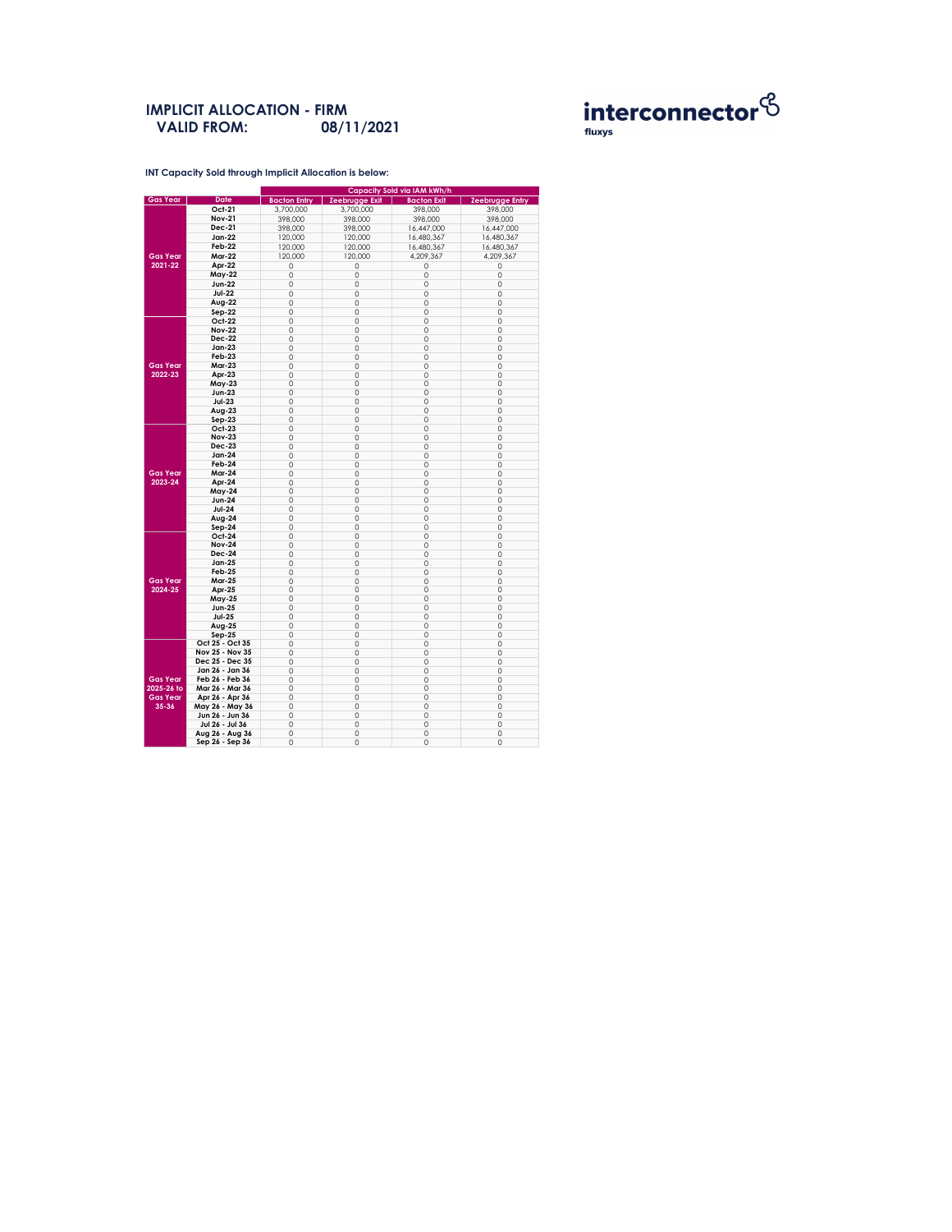# IMPLICIT ALLOCATION - FIRM
## VALID FROM: 08/11/2021

interconnector fluxys

**INT Capacity Sold through Implicit Allocation is below:**

| Gas Year | Date | Capacity Sold via IAM kWh/h | | | |
|---|---|---|---|---|---|
| | | Bacton Entry | Zeebrugge Exit | Bacton Exit | Zeebrugge Entry |
| Gas Year 2021-22 | Oct-21 | 3,700,000 | 3,700,000 | 398,000 | 398,000 |
| | Nov-21 | 398,000 | 398,000 | 398,000 | 398,000 |
| | Dec-21 | 398,000 | 398,000 | 16,447,000 | 16,447,000 |
| | Jan-22 | 120,000 | 120,000 | 16,480,367 | 16,480,367 |
| | Feb-22 | 120,000 | 120,000 | 16,480,367 | 16,480,367 |
| | Mar-22 | 120,000 | 120,000 | 4,209,367 | 4,209,367 |
| | Apr-22 | 0 | 0 | 0 | 0 |
| | May-22 | 0 | 0 | 0 | 0 |
| | Jun-22 | 0 | 0 | 0 | 0 |
| | Jul-22 | 0 | 0 | 0 | 0 |
| | Aug-22 | 0 | 0 | 0 | 0 |
| | Sep-22 | 0 | 0 | 0 | 0 |
| Gas Year 2022-23 | Oct-22 | 0 | 0 | 0 | 0 |
| | Nov-22 | 0 | 0 | 0 | 0 |
| | Dec-22 | 0 | 0 | 0 | 0 |
| | Jan-23 | 0 | 0 | 0 | 0 |
| | Feb-23 | 0 | 0 | 0 | 0 |
| | Mar-23 | 0 | 0 | 0 | 0 |
| | Apr-23 | 0 | 0 | 0 | 0 |
| | May-23 | 0 | 0 | 0 | 0 |
| | Jun-23 | 0 | 0 | 0 | 0 |
| | Jul-23 | 0 | 0 | 0 | 0 |
| | Aug-23 | 0 | 0 | 0 | 0 |
| | Sep-23 | 0 | 0 | 0 | 0 |
| Gas Year 2023-24 | Oct-23 | 0 | 0 | 0 | 0 |
| | Nov-23 | 0 | 0 | 0 | 0 |
| | Dec-23 | 0 | 0 | 0 | 0 |
| | Jan-24 | 0 | 0 | 0 | 0 |
| | Feb-24 | 0 | 0 | 0 | 0 |
| | Mar-24 | 0 | 0 | 0 | 0 |
| | Apr-24 | 0 | 0 | 0 | 0 |
| | May-24 | 0 | 0 | 0 | 0 |
| | Jun-24 | 0 | 0 | 0 | 0 |
| | Jul-24 | 0 | 0 | 0 | 0 |
| | Aug-24 | 0 | 0 | 0 | 0 |
| | Sep-24 | 0 | 0 | 0 | 0 |
| Gas Year 2024-25 | Oct-24 | 0 | 0 | 0 | 0 |
| | Nov-24 | 0 | 0 | 0 | 0 |
| | Dec-24 | 0 | 0 | 0 | 0 |
| | Jan-25 | 0 | 0 | 0 | 0 |
| | Feb-25 | 0 | 0 | 0 | 0 |
| | Mar-25 | 0 | 0 | 0 | 0 |
| | Apr-25 | 0 | 0 | 0 | 0 |
| | May-25 | 0 | 0 | 0 | 0 |
| | Jun-25 | 0 | 0 | 0 | 0 |
| | Jul-25 | 0 | 0 | 0 | 0 |
| | Aug-25 | 0 | 0 | 0 | 0 |
| | Sep-25 | 0 | 0 | 0 | 0 |
| Gas Year 2025-26 to Gas Year 35-36 | Oct 25 - Oct 35 | 0 | 0 | 0 | 0 |
| | Nov 25 - Nov 35 | 0 | 0 | 0 | 0 |
| | Dec 25 - Dec 35 | 0 | 0 | 0 | 0 |
| | Jan 26 - Jan 36 | 0 | 0 | 0 | 0 |
| | Feb 26 - Feb 36 | 0 | 0 | 0 | 0 |
| | Mar 26 - Mar 36 | 0 | 0 | 0 | 0 |
| | Apr 26 - Apr 36 | 0 | 0 | 0 | 0 |
| | May 26 - May 36 | 0 | 0 | 0 | 0 |
| | Jun 26 - Jun 36 | 0 | 0 | 0 | 0 |
| | Jul 26 - Jul 36 | 0 | 0 | 0 | 0 |
| | Aug 26 - Aug 36 | 0 | 0 | 0 | 0 |
| | Sep 26 - Sep 36 | 0 | 0 | 0 | 0 |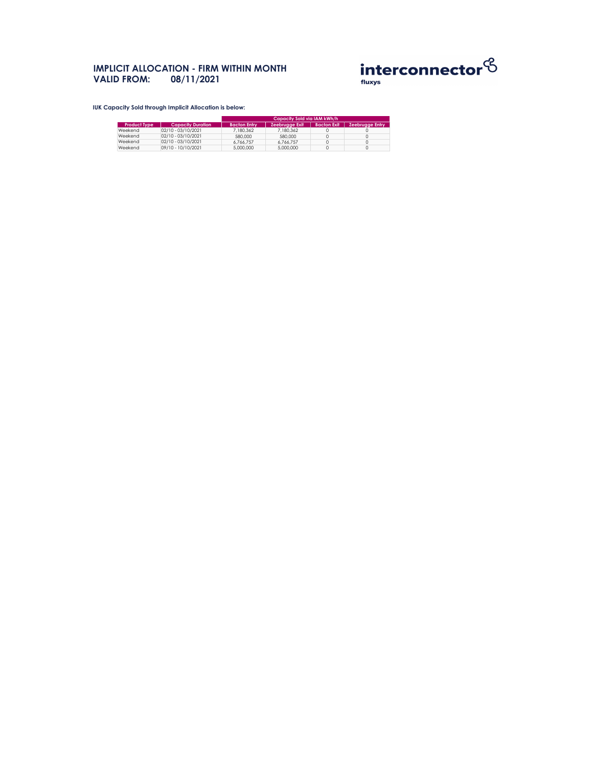# IMPLICIT ALLOCATION - FIRM WITHIN MONTH
# VALID FROM: 08/11/2021

interconnector
fluxys

**IUK Capacity Sold through Implicit Allocation is below:**

| | | Capacity Sold via IAM kWh/h | | | |
|---|---|---|---|---|---|
| Product Type | Capacity Duration | Bacton Entry | Zeebrugge Exit | Bacton Exit | Zeebrugge Entry |
| Weekend | 02/10 - 03/10/2021 | 7,180,362 | 7,180,362 | 0 | 0 |
| Weekend | 02/10 - 03/10/2021 | 580,000 | 580,000 | 0 | 0 |
| Weekend | 02/10 - 03/10/2021 | 6,766,757 | 6,766,757 | 0 | 0 |
| Weekend | 09/10 - 10/10/2021 | 5,000,000 | 5,000,000 | 0 | 0 |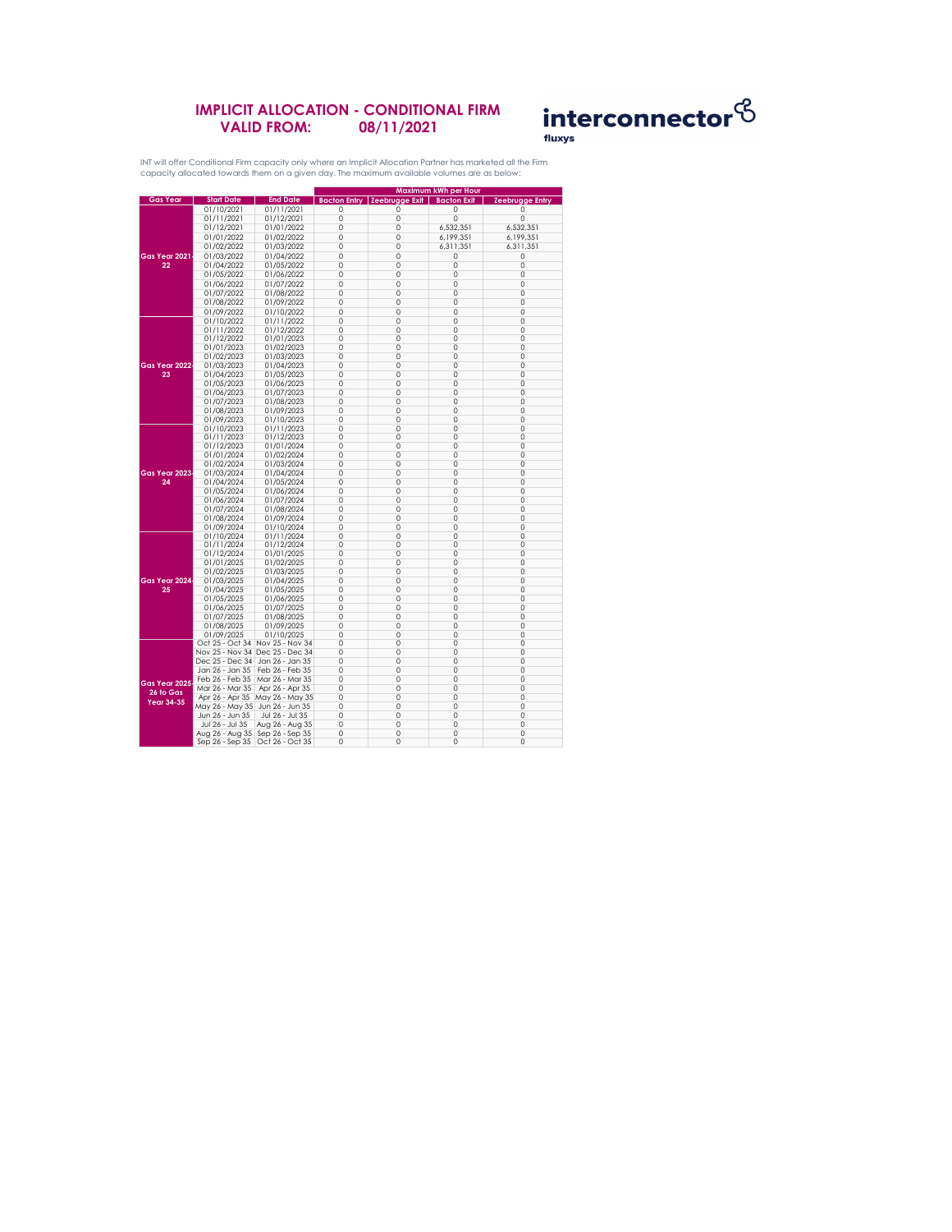# IMPLICIT ALLOCATION - CONDITIONAL FIRM

**VALID FROM: 08/11/2021**

INT will offer Conditional Firm capacity only where an Implicit Allocation Partner has marketed all the Firm capacity allocated towards them on a given day. The maximum available volumes are as below:

| Gas Year | Start Date | End Date | Maximum kWh per Hour | | | |
|---|---|---|---|---|---|---|
| | | | Bacton Entry | Zeebrugge Exit | Bacton Exit | Zeebrugge Entry |
| Gas Year 2021-22 | 01/10/2021 | 01/11/2021 | 0 | 0 | 0 | 0 |
| | 01/11/2021 | 01/12/2021 | 0 | 0 | 0 | 0 |
| | 01/12/2021 | 01/01/2022 | 0 | 0 | 6,532,351 | 6,532,351 |
| | 01/01/2022 | 01/02/2022 | 0 | 0 | 6,199,351 | 6,199,351 |
| | 01/02/2022 | 01/03/2022 | 0 | 0 | 6,311,351 | 6,311,351 |
| | 01/03/2022 | 01/04/2022 | 0 | 0 | 0 | 0 |
| | 01/04/2022 | 01/05/2022 | 0 | 0 | 0 | 0 |
| | 01/05/2022 | 01/06/2022 | 0 | 0 | 0 | 0 |
| | 01/06/2022 | 01/07/2022 | 0 | 0 | 0 | 0 |
| | 01/07/2022 | 01/08/2022 | 0 | 0 | 0 | 0 |
| | 01/08/2022 | 01/09/2022 | 0 | 0 | 0 | 0 |
| | 01/09/2022 | 01/10/2022 | 0 | 0 | 0 | 0 |
| Gas Year 2022-23 | 01/10/2022 | 01/11/2022 | 0 | 0 | 0 | 0 |
| | 01/11/2022 | 01/12/2022 | 0 | 0 | 0 | 0 |
| | 01/12/2022 | 01/01/2023 | 0 | 0 | 0 | 0 |
| | 01/01/2023 | 01/02/2023 | 0 | 0 | 0 | 0 |
| | 01/02/2023 | 01/03/2023 | 0 | 0 | 0 | 0 |
| | 01/03/2023 | 01/04/2023 | 0 | 0 | 0 | 0 |
| | 01/04/2023 | 01/05/2023 | 0 | 0 | 0 | 0 |
| | 01/05/2023 | 01/06/2023 | 0 | 0 | 0 | 0 |
| | 01/06/2023 | 01/07/2023 | 0 | 0 | 0 | 0 |
| | 01/07/2023 | 01/08/2023 | 0 | 0 | 0 | 0 |
| | 01/08/2023 | 01/09/2023 | 0 | 0 | 0 | 0 |
| | 01/09/2023 | 01/10/2023 | 0 | 0 | 0 | 0 |
| Gas Year 2023-24 | 01/10/2023 | 01/11/2023 | 0 | 0 | 0 | 0 |
| | 01/11/2023 | 01/12/2023 | 0 | 0 | 0 | 0 |
| | 01/12/2023 | 01/01/2024 | 0 | 0 | 0 | 0 |
| | 01/01/2024 | 01/02/2024 | 0 | 0 | 0 | 0 |
| | 01/02/2024 | 01/03/2024 | 0 | 0 | 0 | 0 |
| | 01/03/2024 | 01/04/2024 | 0 | 0 | 0 | 0 |
| | 01/04/2024 | 01/05/2024 | 0 | 0 | 0 | 0 |
| | 01/05/2024 | 01/06/2024 | 0 | 0 | 0 | 0 |
| | 01/06/2024 | 01/07/2024 | 0 | 0 | 0 | 0 |
| | 01/07/2024 | 01/08/2024 | 0 | 0 | 0 | 0 |
| | 01/08/2024 | 01/09/2024 | 0 | 0 | 0 | 0 |
| | 01/09/2024 | 01/10/2024 | 0 | 0 | 0 | 0 |
| Gas Year 2024-25 | 01/10/2024 | 01/11/2024 | 0 | 0 | 0 | 0 |
| | 01/11/2024 | 01/12/2024 | 0 | 0 | 0 | 0 |
| | 01/12/2024 | 01/01/2025 | 0 | 0 | 0 | 0 |
| | 01/01/2025 | 01/02/2025 | 0 | 0 | 0 | 0 |
| | 01/02/2025 | 01/03/2025 | 0 | 0 | 0 | 0 |
| | 01/03/2025 | 01/04/2025 | 0 | 0 | 0 | 0 |
| | 01/04/2025 | 01/05/2025 | 0 | 0 | 0 | 0 |
| | 01/05/2025 | 01/06/2025 | 0 | 0 | 0 | 0 |
| | 01/06/2025 | 01/07/2025 | 0 | 0 | 0 | 0 |
| | 01/07/2025 | 01/08/2025 | 0 | 0 | 0 | 0 |
| | 01/08/2025 | 01/09/2025 | 0 | 0 | 0 | 0 |
| | 01/09/2025 | 01/10/2025 | 0 | 0 | 0 | 0 |
| Gas Year 2025-26 to Gas Year 34-35 | Oct 25 - Oct 34 | Nov 25 - Nov 34 | 0 | 0 | 0 | 0 |
| | Nov 25 - Nov 34 | Dec 25 - Dec 34 | 0 | 0 | 0 | 0 |
| | Dec 25 - Dec 34 | Jan 26 - Jan 35 | 0 | 0 | 0 | 0 |
| | Jan 26 - Jan 35 | Feb 26 - Feb 35 | 0 | 0 | 0 | 0 |
| | Feb 26 - Feb 35 | Mar 26 - Mar 35 | 0 | 0 | 0 | 0 |
| | Mar 26 - Mar 35 | Apr 26 - Apr 35 | 0 | 0 | 0 | 0 |
| | Apr 26 - Apr 35 | May 26 - May 35 | 0 | 0 | 0 | 0 |
| | May 26 - May 35 | Jun 26 - Jun 35 | 0 | 0 | 0 | 0 |
| | Jun 26 - Jun 35 | Jul 26 - Jul 35 | 0 | 0 | 0 | 0 |
| | Jul 26 - Jul 35 | Aug 26 - Aug 35 | 0 | 0 | 0 | 0 |
| | Aug 26 - Aug 35 | Sep 26 - Sep 35 | 0 | 0 | 0 | 0 |
| | Sep 26 - Sep 35 | Oct 26 - Oct 35 | 0 | 0 | 0 | 0 |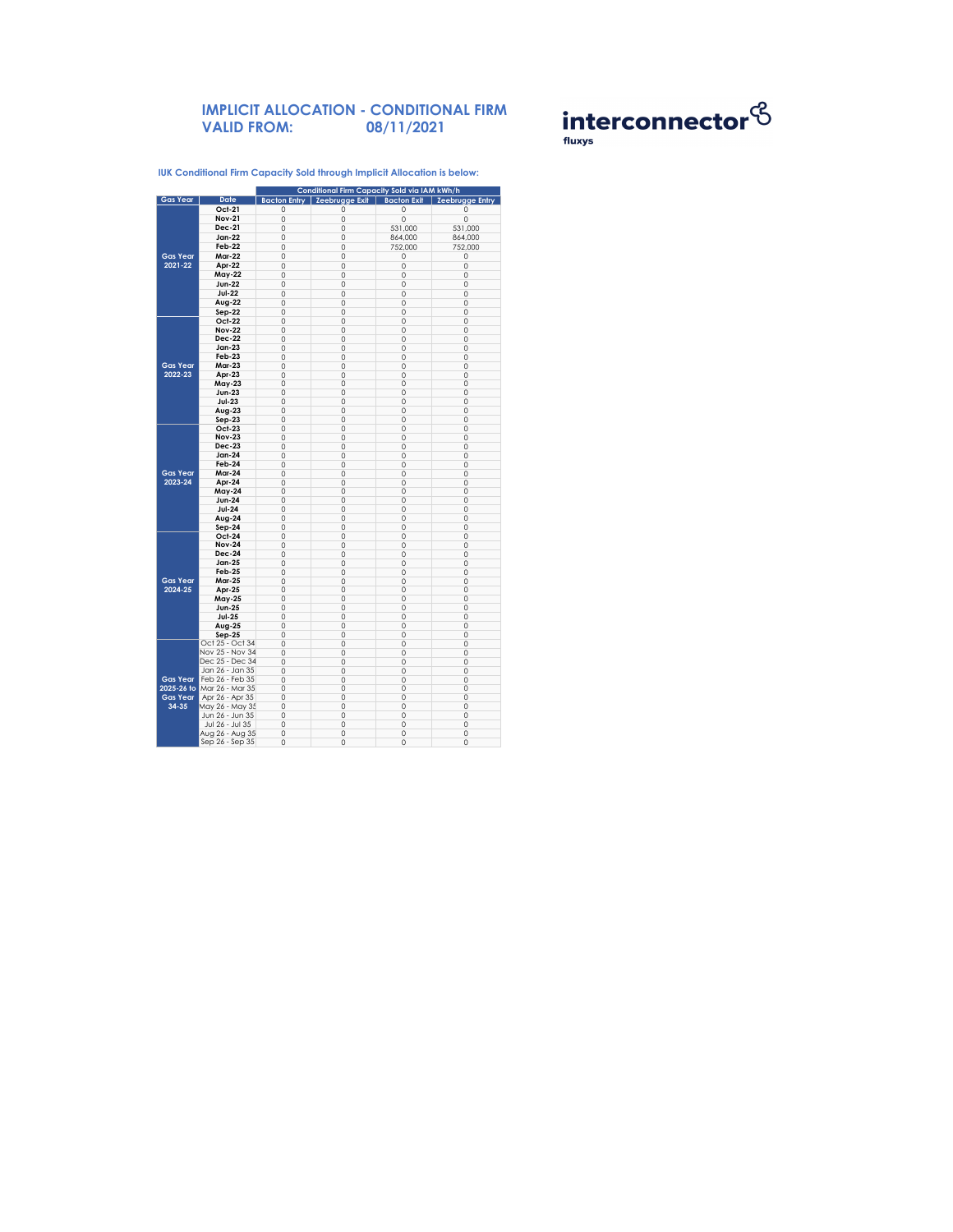# IMPLICIT ALLOCATION - CONDITIONAL FIRM

## VALID FROM: 08/11/2021

interconnector fluxys

**IUK Conditional Firm Capacity Sold through Implicit Allocation is below:**

| | | Conditional Firm Capacity Sold via IAM kWh/h | | | |
|---|---|---|---|---|---|
| Gas Year | Date | Bacton Entry | Zeebrugge Exit | Bacton Exit | Zeebrugge Entry |
| Gas Year 2021-22 | Oct-21 | 0 | 0 | 0 | 0 |
| | Nov-21 | 0 | 0 | 0 | 0 |
| | Dec-21 | 0 | 0 | 531,000 | 531,000 |
| | Jan-22 | 0 | 0 | 864,000 | 864,000 |
| | Feb-22 | 0 | 0 | 752,000 | 752,000 |
| | Mar-22 | 0 | 0 | 0 | 0 |
| | Apr-22 | 0 | 0 | 0 | 0 |
| | May-22 | 0 | 0 | 0 | 0 |
| | Jun-22 | 0 | 0 | 0 | 0 |
| | Jul-22 | 0 | 0 | 0 | 0 |
| | Aug-22 | 0 | 0 | 0 | 0 |
| | Sep-22 | 0 | 0 | 0 | 0 |
| Gas Year 2022-23 | Oct-22 | 0 | 0 | 0 | 0 |
| | Nov-22 | 0 | 0 | 0 | 0 |
| | Dec-22 | 0 | 0 | 0 | 0 |
| | Jan-23 | 0 | 0 | 0 | 0 |
| | Feb-23 | 0 | 0 | 0 | 0 |
| | Mar-23 | 0 | 0 | 0 | 0 |
| | Apr-23 | 0 | 0 | 0 | 0 |
| | May-23 | 0 | 0 | 0 | 0 |
| | Jun-23 | 0 | 0 | 0 | 0 |
| | Jul-23 | 0 | 0 | 0 | 0 |
| | Aug-23 | 0 | 0 | 0 | 0 |
| | Sep-23 | 0 | 0 | 0 | 0 |
| Gas Year 2023-24 | Oct-23 | 0 | 0 | 0 | 0 |
| | Nov-23 | 0 | 0 | 0 | 0 |
| | Dec-23 | 0 | 0 | 0 | 0 |
| | Jan-24 | 0 | 0 | 0 | 0 |
| | Feb-24 | 0 | 0 | 0 | 0 |
| | Mar-24 | 0 | 0 | 0 | 0 |
| | Apr-24 | 0 | 0 | 0 | 0 |
| | May-24 | 0 | 0 | 0 | 0 |
| | Jun-24 | 0 | 0 | 0 | 0 |
| | Jul-24 | 0 | 0 | 0 | 0 |
| | Aug-24 | 0 | 0 | 0 | 0 |
| | Sep-24 | 0 | 0 | 0 | 0 |
| Gas Year 2024-25 | Oct-24 | 0 | 0 | 0 | 0 |
| | Nov-24 | 0 | 0 | 0 | 0 |
| | Dec-24 | 0 | 0 | 0 | 0 |
| | Jan-25 | 0 | 0 | 0 | 0 |
| | Feb-25 | 0 | 0 | 0 | 0 |
| | Mar-25 | 0 | 0 | 0 | 0 |
| | Apr-25 | 0 | 0 | 0 | 0 |
| | May-25 | 0 | 0 | 0 | 0 |
| | Jun-25 | 0 | 0 | 0 | 0 |
| | Jul-25 | 0 | 0 | 0 | 0 |
| | Aug-25 | 0 | 0 | 0 | 0 |
| | Sep-25 | 0 | 0 | 0 | 0 |
| Gas Year 2025-26 to Gas Year 34-35 | Oct 25 - Oct 34 | 0 | 0 | 0 | 0 |
| | Nov 25 - Nov 34 | 0 | 0 | 0 | 0 |
| | Dec 25 - Dec 34 | 0 | 0 | 0 | 0 |
| | Jan 26 - Jan 35 | 0 | 0 | 0 | 0 |
| | Feb 26 - Feb 35 | 0 | 0 | 0 | 0 |
| | Mar 26 - Mar 35 | 0 | 0 | 0 | 0 |
| | Apr 26 - Apr 35 | 0 | 0 | 0 | 0 |
| | May 26 - May 35 | 0 | 0 | 0 | 0 |
| | Jun 26 - Jun 35 | 0 | 0 | 0 | 0 |
| | Jul 26 - Jul 35 | 0 | 0 | 0 | 0 |
| | Aug 26 - Aug 35 | 0 | 0 | 0 | 0 |
| | Sep 26 - Sep 35 | 0 | 0 | 0 | 0 |